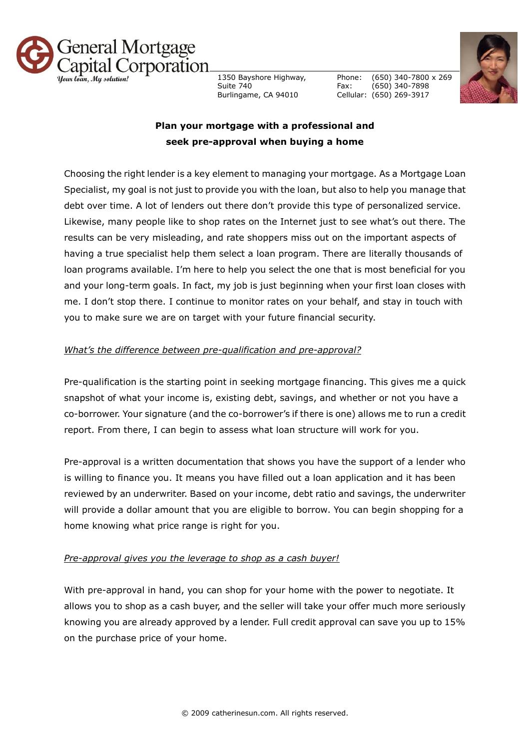**General Mortgage Capital Corporation**
*Your loan, My solution!*

1350 Bayshore Highway,
Suite 740
Burlingame, CA 94010

Phone: (650) 340-7800 x 269
Fax: (650) 340-7898
Cellular: (650) 269-3917

## Plan your mortgage with a professional and seek pre-approval when buying a home

Choosing the right lender is a key element to managing your mortgage. As a Mortgage Loan Specialist, my goal is not just to provide you with the loan, but also to help you manage that debt over time. A lot of lenders out there don't provide this type of personalized service. Likewise, many people like to shop rates on the Internet just to see what's out there. The results can be very misleading, and rate shoppers miss out on the important aspects of having a true specialist help them select a loan program. There are literally thousands of loan programs available. I'm here to help you select the one that is most beneficial for you and your long-term goals. In fact, my job is just beginning when your first loan closes with me. I don't stop there. I continue to monitor rates on your behalf, and stay in touch with you to make sure we are on target with your future financial security.

*What's the difference between pre-qualification and pre-approval?*

Pre-qualification is the starting point in seeking mortgage financing. This gives me a quick snapshot of what your income is, existing debt, savings, and whether or not you have a co-borrower. Your signature (and the co-borrower's if there is one) allows me to run a credit report. From there, I can begin to assess what loan structure will work for you.

Pre-approval is a written documentation that shows you have the support of a lender who is willing to finance you. It means you have filled out a loan application and it has been reviewed by an underwriter. Based on your income, debt ratio and savings, the underwriter will provide a dollar amount that you are eligible to borrow. You can begin shopping for a home knowing what price range is right for you.

*Pre-approval gives you the leverage to shop as a cash buyer!*

With pre-approval in hand, you can shop for your home with the power to negotiate. It allows you to shop as a cash buyer, and the seller will take your offer much more seriously knowing you are already approved by a lender. Full credit approval can save you up to 15% on the purchase price of your home.

© 2009 catherinesun.com. All rights reserved.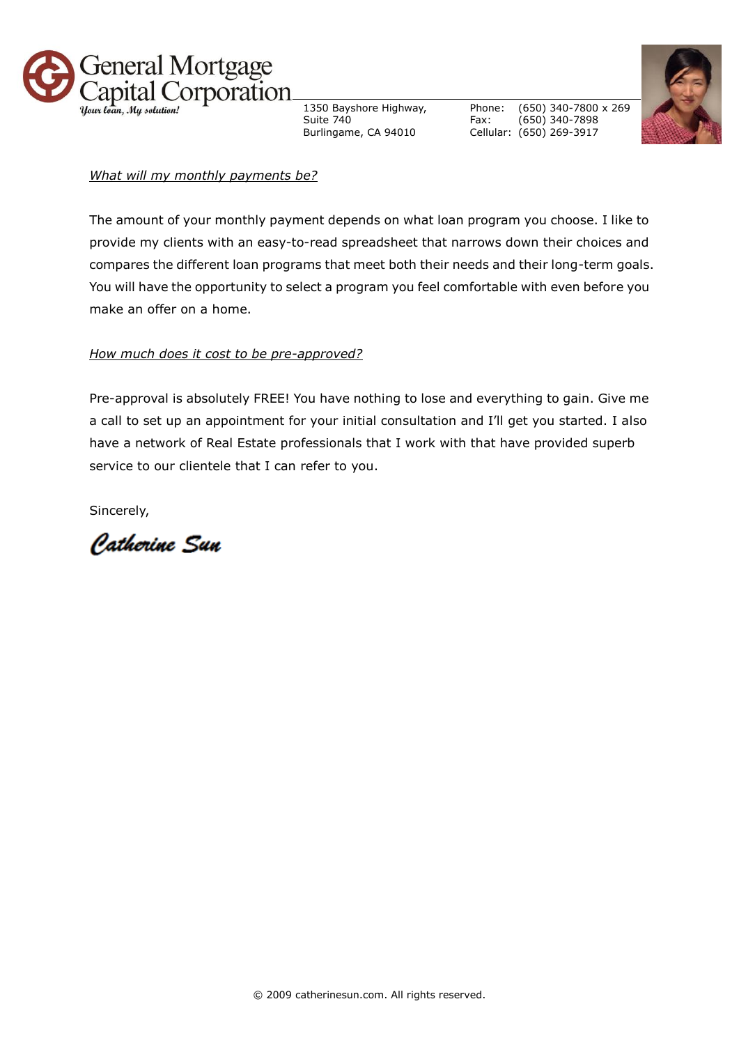General Mortgage Capital Corporation
*Your loan, My solution!*

1350 Bayshore Highway,
Suite 740
Burlingame, CA 94010

Phone: (650) 340-7800 x 269
Fax: (650) 340-7898
Cellular: (650) 269-3917

*What will my monthly payments be?*

The amount of your monthly payment depends on what loan program you choose. I like to provide my clients with an easy-to-read spreadsheet that narrows down their choices and compares the different loan programs that meet both their needs and their long-term goals. You will have the opportunity to select a program you feel comfortable with even before you make an offer on a home.

*How much does it cost to be pre-approved?*

Pre-approval is absolutely FREE! You have nothing to lose and everything to gain. Give me a call to set up an appointment for your initial consultation and I'll get you started. I also have a network of Real Estate professionals that I work with that have provided superb service to our clientele that I can refer to you.

Sincerely,

Catherine Sun

© 2009 catherinesun.com. All rights reserved.